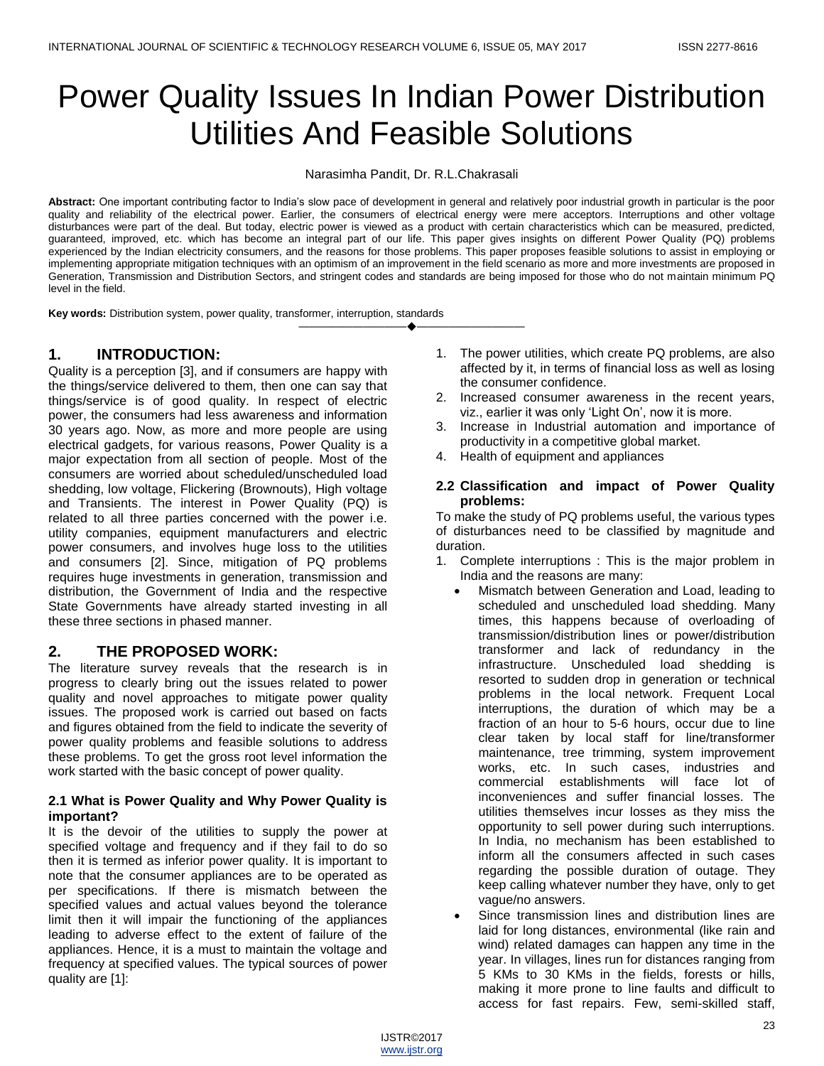# Power Quality Issues In Indian Power Distribution Utilities And Feasible Solutions

Narasimha Pandit, Dr. R.L.Chakrasali

**Abstract:** One important contributing factor to India's slow pace of development in general and relatively poor industrial growth in particular is the poor quality and reliability of the electrical power. Earlier, the consumers of electrical energy were mere acceptors. Interruptions and other voltage disturbances were part of the deal. But today, electric power is viewed as a product with certain characteristics which can be measured, predicted, guaranteed, improved, etc. which has become an integral part of our life. This paper gives insights on different Power Quality (PQ) problems experienced by the Indian electricity consumers, and the reasons for those problems. This paper proposes feasible solutions to assist in employing or implementing appropriate mitigation techniques with an optimism of an improvement in the field scenario as more and more investments are proposed in Generation, Transmission and Distribution Sectors, and stringent codes and standards are being imposed for those who do not maintain minimum PQ level in the field.

**Key words:** Distribution system, power quality, transformer, interruption, standards

## 1. INTRODUCTION:

Quality is a perception [3], and if consumers are happy with the things/service delivered to them, then one can say that things/service is of good quality. In respect of electric power, the consumers had less awareness and information 30 years ago. Now, as more and more people are using electrical gadgets, for various reasons, Power Quality is a major expectation from all section of people. Most of the consumers are worried about scheduled/unscheduled load shedding, low voltage, Flickering (Brownouts), High voltage and Transients. The interest in Power Quality (PQ) is related to all three parties concerned with the power i.e. utility companies, equipment manufacturers and electric power consumers, and involves huge loss to the utilities and consumers [2]. Since, mitigation of PQ problems requires huge investments in generation, transmission and distribution, the Government of India and the respective State Governments have already started investing in all these three sections in phased manner.

## 2. THE PROPOSED WORK:

The literature survey reveals that the research is in progress to clearly bring out the issues related to power quality and novel approaches to mitigate power quality issues. The proposed work is carried out based on facts and figures obtained from the field to indicate the severity of power quality problems and feasible solutions to address these problems. To get the gross root level information the work started with the basic concept of power quality.

### 2.1 What is Power Quality and Why Power Quality is important?

It is the devoir of the utilities to supply the power at specified voltage and frequency and if they fail to do so then it is termed as inferior power quality. It is important to note that the consumer appliances are to be operated as per specifications. If there is mismatch between the specified values and actual values beyond the tolerance limit then it will impair the functioning of the appliances leading to adverse effect to the extent of failure of the appliances. Hence, it is a must to maintain the voltage and frequency at specified values. The typical sources of power quality are [1]:

1. The power utilities, which create PQ problems, are also affected by it, in terms of financial loss as well as losing the consumer confidence.
2. Increased consumer awareness in the recent years, viz., earlier it was only 'Light On', now it is more.
3. Increase in Industrial automation and importance of productivity in a competitive global market.
4. Health of equipment and appliances

### 2.2 Classification and impact of Power Quality problems:

To make the study of PQ problems useful, the various types of disturbances need to be classified by magnitude and duration.

1. Complete interruptions : This is the major problem in India and the reasons are many:
   - Mismatch between Generation and Load, leading to scheduled and unscheduled load shedding. Many times, this happens because of overloading of transmission/distribution lines or power/distribution transformer and lack of redundancy in the infrastructure. Unscheduled load shedding is resorted to sudden drop in generation or technical problems in the local network. Frequent Local interruptions, the duration of which may be a fraction of an hour to 5-6 hours, occur due to line clear taken by local staff for line/transformer maintenance, tree trimming, system improvement works, etc. In such cases, industries and commercial establishments will face lot of inconveniences and suffer financial losses. The utilities themselves incur losses as they miss the opportunity to sell power during such interruptions. In India, no mechanism has been established to inform all the consumers affected in such cases regarding the possible duration of outage. They keep calling whatever number they have, only to get vague/no answers.
   - Since transmission lines and distribution lines are laid for long distances, environmental (like rain and wind) related damages can happen any time in the year. In villages, lines run for distances ranging from 5 KMs to 30 KMs in the fields, forests or hills, making it more prone to line faults and difficult to access for fast repairs. Few, semi-skilled staff,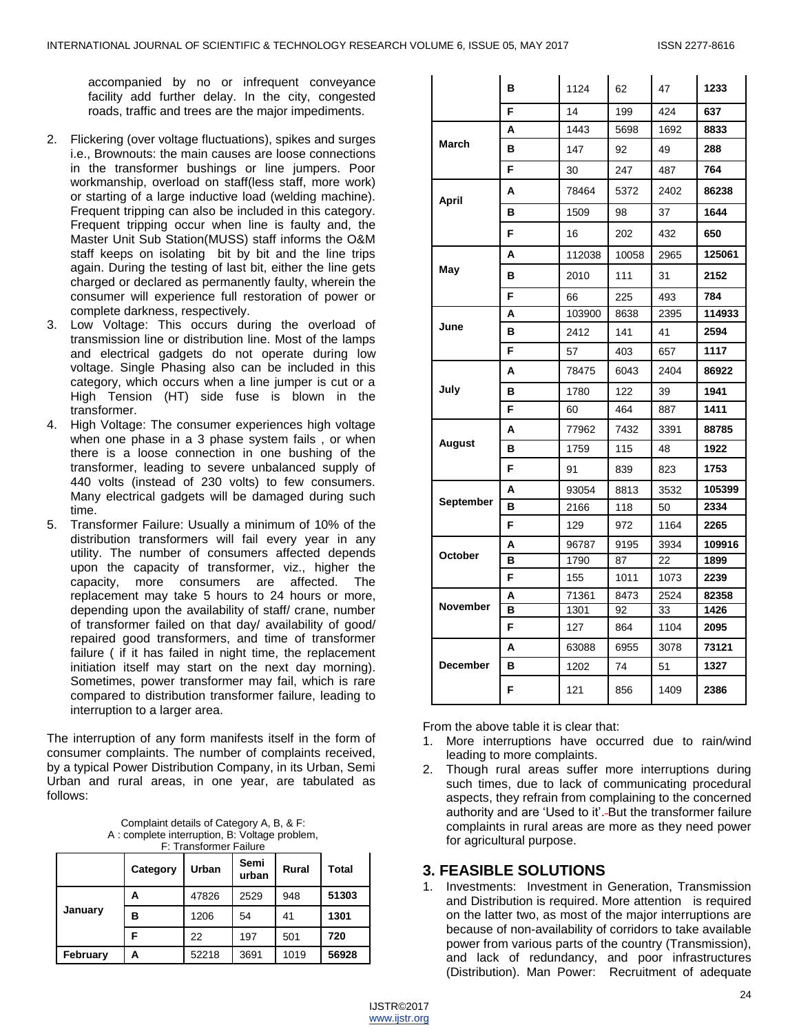accompanied by no or infrequent conveyance facility add further delay. In the city, congested roads, traffic and trees are the major impediments.

2. Flickering (over voltage fluctuations), spikes and surges i.e., Brownouts: the main causes are loose connections in the transformer bushings or line jumpers. Poor workmanship, overload on staff(less staff, more work) or starting of a large inductive load (welding machine). Frequent tripping can also be included in this category. Frequent tripping occur when line is faulty and, the Master Unit Sub Station(MUSS) staff informs the O&M staff keeps on isolating bit by bit and the line trips again. During the testing of last bit, either the line gets charged or declared as permanently faulty, wherein the consumer will experience full restoration of power or complete darkness, respectively.
3. Low Voltage: This occurs during the overload of transmission line or distribution line. Most of the lamps and electrical gadgets do not operate during low voltage. Single Phasing also can be included in this category, which occurs when a line jumper is cut or a High Tension (HT) side fuse is blown in the transformer.
4. High Voltage: The consumer experiences high voltage when one phase in a 3 phase system fails , or when there is a loose connection in one bushing of the transformer, leading to severe unbalanced supply of 440 volts (instead of 230 volts) to few consumers. Many electrical gadgets will be damaged during such time.
5. Transformer Failure: Usually a minimum of 10% of the distribution transformers will fail every year in any utility. The number of consumers affected depends upon the capacity of transformer, viz., higher the capacity, more consumers are affected. The replacement may take 5 hours to 24 hours or more, depending upon the availability of staff/ crane, number of transformer failed on that day/ availability of good/ repaired good transformers, and time of transformer failure ( if it has failed in night time, the replacement initiation itself may start on the next day morning). Sometimes, power transformer may fail, which is rare compared to distribution transformer failure, leading to interruption to a larger area.

The interruption of any form manifests itself in the form of consumer complaints. The number of complaints received, by a typical Power Distribution Company, in its Urban, Semi Urban and rural areas, in one year, are tabulated as follows:

Complaint details of Category A, B, & F:
A : complete interruption, B: Voltage problem,
F: Transformer Failure

| | Category | Urban | Semi urban | Rural | Total |
|---|---|---|---|---|---|
| January | A | 47826 | 2529 | 948 | **51303** |
| | B | 1206 | 54 | 41 | **1301** |
| | F | 22 | 197 | 501 | **720** |
| February | A | 52218 | 3691 | 1019 | **56928** |
| | B | 1124 | 62 | 47 | **1233** |
| | F | 14 | 199 | 424 | **637** |
| March | A | 1443 | 5698 | 1692 | **8833** |
| | B | 147 | 92 | 49 | **288** |
| | F | 30 | 247 | 487 | **764** |
| April | A | 78464 | 5372 | 2402 | **86238** |
| | B | 1509 | 98 | 37 | **1644** |
| | F | 16 | 202 | 432 | **650** |
| May | A | 112038 | 10058 | 2965 | **125061** |
| | B | 2010 | 111 | 31 | **2152** |
| | F | 66 | 225 | 493 | **784** |
| June | A | 103900 | 8638 | 2395 | **114933** |
| | B | 2412 | 141 | 41 | **2594** |
| | F | 57 | 403 | 657 | **1117** |
| July | A | 78475 | 6043 | 2404 | **86922** |
| | B | 1780 | 122 | 39 | **1941** |
| | F | 60 | 464 | 887 | **1411** |
| August | A | 77962 | 7432 | 3391 | **88785** |
| | B | 1759 | 115 | 48 | **1922** |
| | F | 91 | 839 | 823 | **1753** |
| September | A | 93054 | 8813 | 3532 | **105399** |
| | B | 2166 | 118 | 50 | **2334** |
| | F | 129 | 972 | 1164 | **2265** |
| October | A | 96787 | 9195 | 3934 | **109916** |
| | B | 1790 | 87 | 22 | **1899** |
| | F | 155 | 1011 | 1073 | **2239** |
| November | A | 71361 | 8473 | 2524 | **82358** |
| | B | 1301 | 92 | 33 | **1426** |
| | F | 127 | 864 | 1104 | **2095** |
| December | A | 63088 | 6955 | 3078 | **73121** |
| | B | 1202 | 74 | 51 | **1327** |
| | F | 121 | 856 | 1409 | **2386** |

From the above table it is clear that:

1. More interruptions have occurred due to rain/wind leading to more complaints.
2. Though rural areas suffer more interruptions during such times, due to lack of communicating procedural aspects, they refrain from complaining to the concerned authority and are 'Used to it'. But the transformer failure complaints in rural areas are more as they need power for agricultural purpose.

## 3. FEASIBLE SOLUTIONS

1. Investments: Investment in Generation, Transmission and Distribution is required. More attention is required on the latter two, as most of the major interruptions are because of non-availability of corridors to take available power from various parts of the country (Transmission), and lack of redundancy, and poor infrastructures (Distribution). Man Power: Recruitment of adequate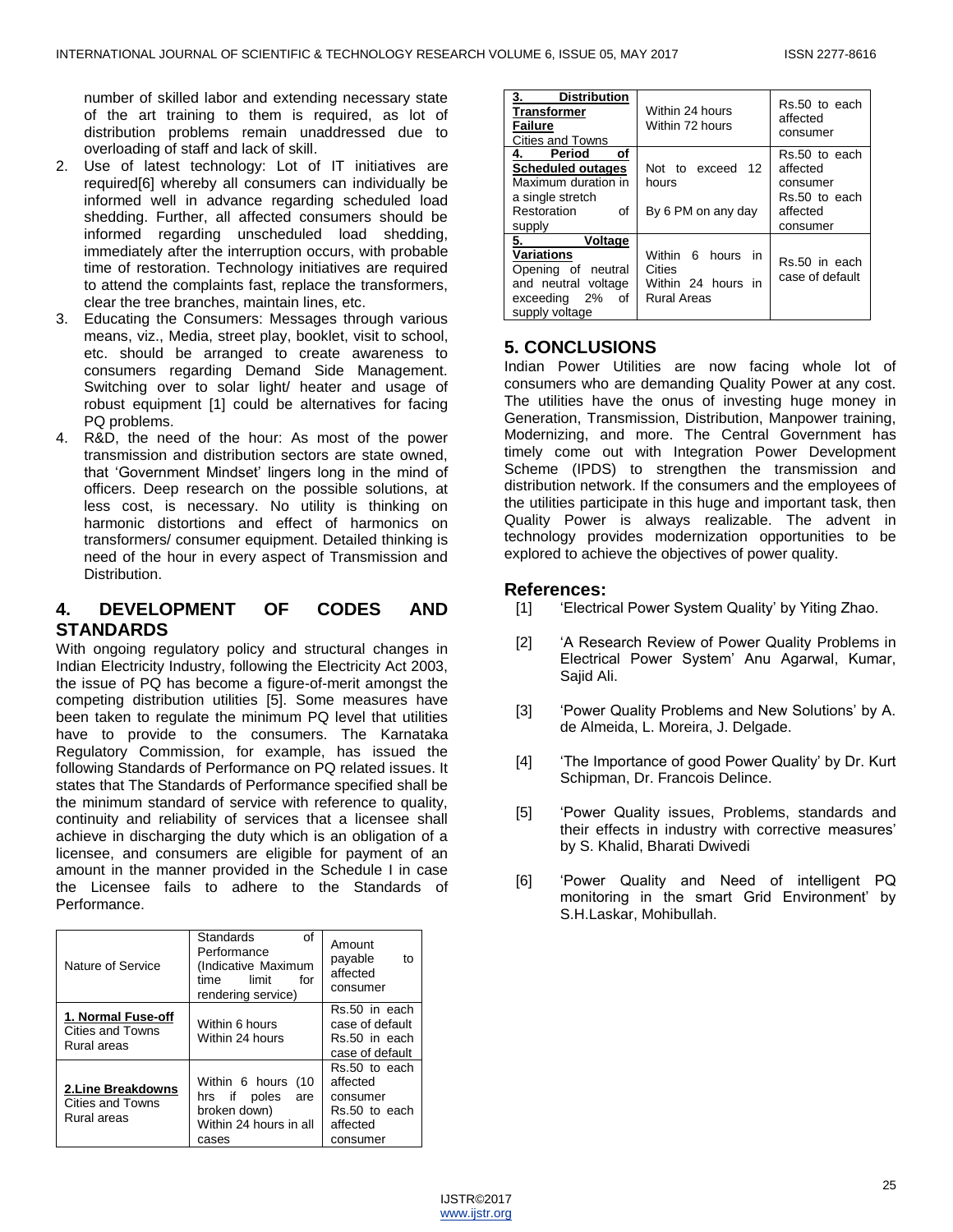number of skilled labor and extending necessary state of the art training to them is required, as lot of distribution problems remain unaddressed due to overloading of staff and lack of skill.

2. Use of latest technology: Lot of IT initiatives are required[6] whereby all consumers can individually be informed well in advance regarding scheduled load shedding. Further, all affected consumers should be informed regarding unscheduled load shedding, immediately after the interruption occurs, with probable time of restoration. Technology initiatives are required to attend the complaints fast, replace the transformers, clear the tree branches, maintain lines, etc.
3. Educating the Consumers: Messages through various means, viz., Media, street play, booklet, visit to school, etc. should be arranged to create awareness to consumers regarding Demand Side Management. Switching over to solar light/ heater and usage of robust equipment [1] could be alternatives for facing PQ problems.
4. R&D, the need of the hour: As most of the power transmission and distribution sectors are state owned, that 'Government Mindset' lingers long in the mind of officers. Deep research on the possible solutions, at less cost, is necessary. No utility is thinking on harmonic distortions and effect of harmonics on transformers/ consumer equipment. Detailed thinking is need of the hour in every aspect of Transmission and Distribution.

## 4. DEVELOPMENT OF CODES AND STANDARDS

With ongoing regulatory policy and structural changes in Indian Electricity Industry, following the Electricity Act 2003, the issue of PQ has become a figure-of-merit amongst the competing distribution utilities [5]. Some measures have been taken to regulate the minimum PQ level that utilities have to provide to the consumers. The Karnataka Regulatory Commission, for example, has issued the following Standards of Performance on PQ related issues. It states that The Standards of Performance specified shall be the minimum standard of service with reference to quality, continuity and reliability of services that a licensee shall achieve in discharging the duty which is an obligation of a licensee, and consumers are eligible for payment of an amount in the manner provided in the Schedule I in case the Licensee fails to adhere to the Standards of Performance.

| Nature of Service | Standards of Performance (Indicative Maximum time limit for rendering service) | Amount payable to affected consumer |
|---|---|---|
| **1. Normal Fuse-off** Cities and Towns Rural areas | Within 6 hours Within 24 hours | Rs.50 in each case of default Rs.50 in each case of default |
| **2.Line Breakdowns** Cities and Towns Rural areas | Within 6 hours (10 hrs if poles are broken down) Within 24 hours in all cases | Rs.50 to each affected consumer Rs.50 to each affected consumer |
| **3. Distribution Transformer Failure** Cities and Towns | Within 24 hours Within 72 hours | Rs.50 to each affected consumer |
| **4. Period of Scheduled outages** Maximum duration in a single stretch Restoration of supply | Not to exceed 12 hours By 6 PM on any day | Rs.50 to each affected consumer Rs.50 to each affected consumer |
| **5. Voltage Variations** Opening of neutral and neutral voltage exceeding 2% of supply voltage | Within 6 hours in Cities Within 24 hours in Rural Areas | Rs.50 in each case of default |

## 5. CONCLUSIONS

Indian Power Utilities are now facing whole lot of consumers who are demanding Quality Power at any cost. The utilities have the onus of investing huge money in Generation, Transmission, Distribution, Manpower training, Modernizing, and more. The Central Government has timely come out with Integration Power Development Scheme (IPDS) to strengthen the transmission and distribution network. If the consumers and the employees of the utilities participate in this huge and important task, then Quality Power is always realizable. The advent in technology provides modernization opportunities to be explored to achieve the objectives of power quality.

## References:

[1] 'Electrical Power System Quality' by Yiting Zhao.

[2] 'A Research Review of Power Quality Problems in Electrical Power System' Anu Agarwal, Kumar, Sajid Ali.

[3] 'Power Quality Problems and New Solutions' by A. de Almeida, L. Moreira, J. Delgade.

[4] 'The Importance of good Power Quality' by Dr. Kurt Schipman, Dr. Francois Delince.

[5] 'Power Quality issues, Problems, standards and their effects in industry with corrective measures' by S. Khalid, Bharati Dwivedi

[6] 'Power Quality and Need of intelligent PQ monitoring in the smart Grid Environment' by S.H.Laskar, Mohibullah.